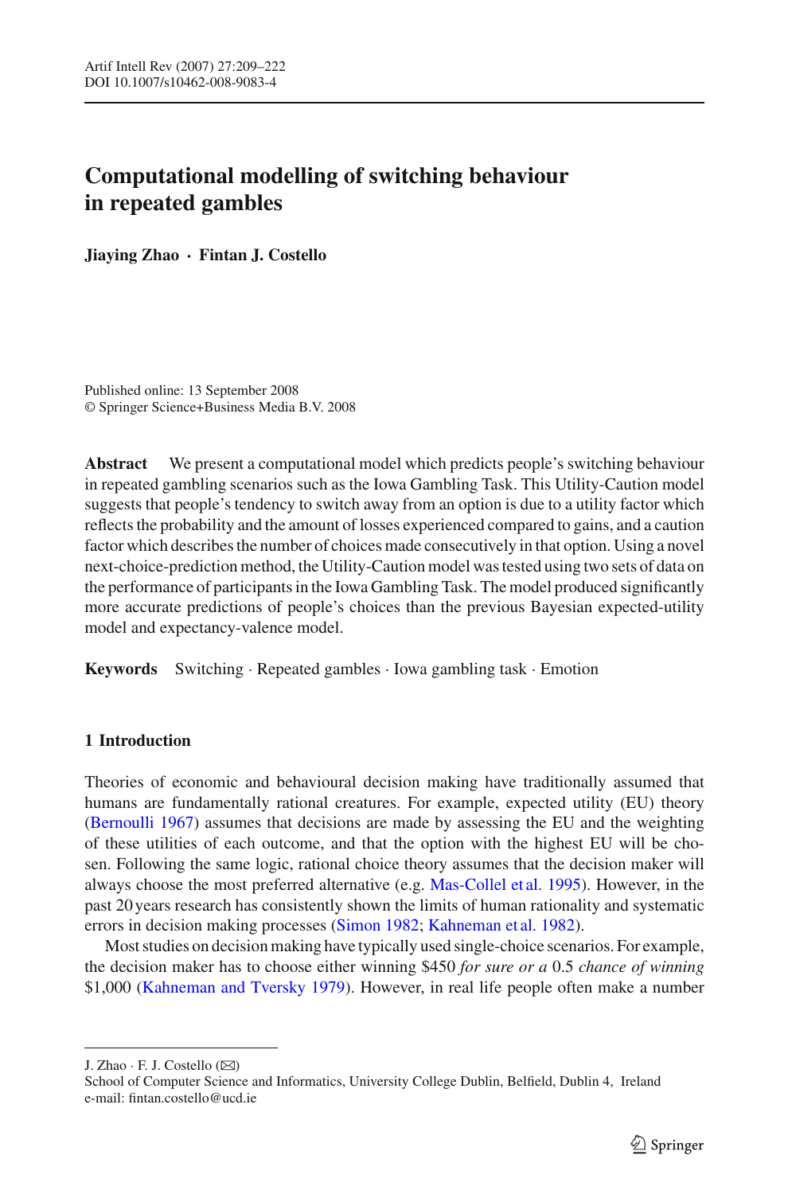# Computational modelling of switching behaviour in repeated gambles

**Jiaying Zhao · Fintan J. Costello**

Published online: 13 September 2008
© Springer Science+Business Media B.V. 2008

**Abstract** We present a computational model which predicts people's switching behaviour in repeated gambling scenarios such as the Iowa Gambling Task. This Utility-Caution model suggests that people's tendency to switch away from an option is due to a utility factor which reflects the probability and the amount of losses experienced compared to gains, and a caution factor which describes the number of choices made consecutively in that option. Using a novel next-choice-prediction method, the Utility-Caution model was tested using two sets of data on the performance of participants in the Iowa Gambling Task. The model produced significantly more accurate predictions of people's choices than the previous Bayesian expected-utility model and expectancy-valence model.

**Keywords** Switching · Repeated gambles · Iowa gambling task · Emotion

## 1 Introduction

Theories of economic and behavioural decision making have traditionally assumed that humans are fundamentally rational creatures. For example, expected utility (EU) theory (Bernoulli 1967) assumes that decisions are made by assessing the EU and the weighting of these utilities of each outcome, and that the option with the highest EU will be chosen. Following the same logic, rational choice theory assumes that the decision maker will always choose the most preferred alternative (e.g. Mas-Collel et al. 1995). However, in the past 20 years research has consistently shown the limits of human rationality and systematic errors in decision making processes (Simon 1982; Kahneman et al. 1982).

Most studies on decision making have typically used single-choice scenarios. For example, the decision maker has to choose either winning $450 *for sure or a* 0.5 *chance of winning* $1,000 (Kahneman and Tversky 1979). However, in real life people often make a number

---

J. Zhao · F. J. Costello (✉)
School of Computer Science and Informatics, University College Dublin, Belfield, Dublin 4, Ireland
e-mail: fintan.costello@ucd.ie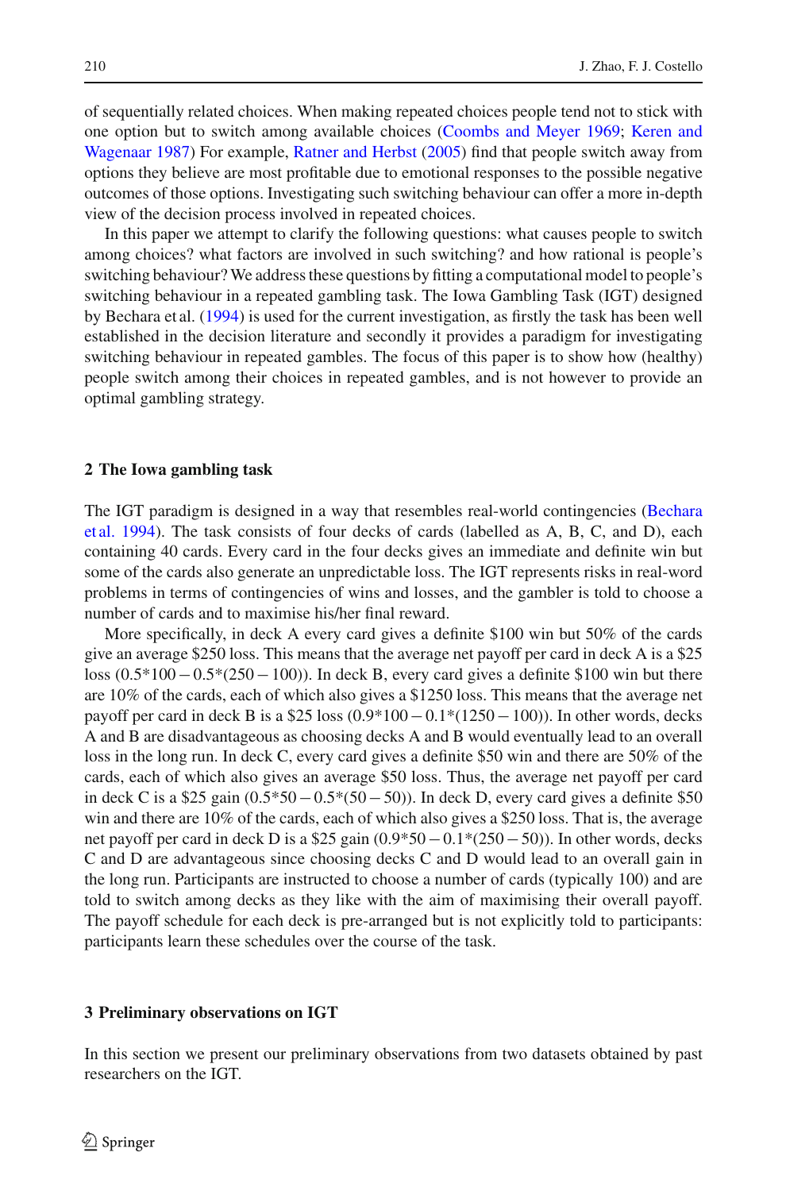of sequentially related choices. When making repeated choices people tend not to stick with one option but to switch among available choices (Coombs and Meyer 1969; Keren and Wagenaar 1987) For example, Ratner and Herbst (2005) find that people switch away from options they believe are most profitable due to emotional responses to the possible negative outcomes of those options. Investigating such switching behaviour can offer a more in-depth view of the decision process involved in repeated choices.

In this paper we attempt to clarify the following questions: what causes people to switch among choices? what factors are involved in such switching? and how rational is people's switching behaviour? We address these questions by fitting a computational model to people's switching behaviour in a repeated gambling task. The Iowa Gambling Task (IGT) designed by Bechara et al. (1994) is used for the current investigation, as firstly the task has been well established in the decision literature and secondly it provides a paradigm for investigating switching behaviour in repeated gambles. The focus of this paper is to show how (healthy) people switch among their choices in repeated gambles, and is not however to provide an optimal gambling strategy.

## 2 The Iowa gambling task

The IGT paradigm is designed in a way that resembles real-world contingencies (Bechara et al. 1994). The task consists of four decks of cards (labelled as A, B, C, and D), each containing 40 cards. Every card in the four decks gives an immediate and definite win but some of the cards also generate an unpredictable loss. The IGT represents risks in real-word problems in terms of contingencies of wins and losses, and the gambler is told to choose a number of cards and to maximise his/her final reward.

More specifically, in deck A every card gives a definite \$100 win but 50% of the cards give an average \$250 loss. This means that the average net payoff per card in deck A is a \$25 loss ($0.5*100 - 0.5*(250 - 100)$). In deck B, every card gives a definite \$100 win but there are 10% of the cards, each of which also gives a \$1250 loss. This means that the average net payoff per card in deck B is a \$25 loss ($0.9*100 - 0.1*(1250 - 100)$). In other words, decks A and B are disadvantageous as choosing decks A and B would eventually lead to an overall loss in the long run. In deck C, every card gives a definite \$50 win and there are 50% of the cards, each of which also gives an average \$50 loss. Thus, the average net payoff per card in deck C is a \$25 gain ($0.5*50 - 0.5*(50 - 50)$). In deck D, every card gives a definite \$50 win and there are 10% of the cards, each of which also gives a \$250 loss. That is, the average net payoff per card in deck D is a \$25 gain ($0.9*50 - 0.1*(250 - 50)$). In other words, decks C and D are advantageous since choosing decks C and D would lead to an overall gain in the long run. Participants are instructed to choose a number of cards (typically 100) and are told to switch among decks as they like with the aim of maximising their overall payoff. The payoff schedule for each deck is pre-arranged but is not explicitly told to participants: participants learn these schedules over the course of the task.

## 3 Preliminary observations on IGT

In this section we present our preliminary observations from two datasets obtained by past researchers on the IGT.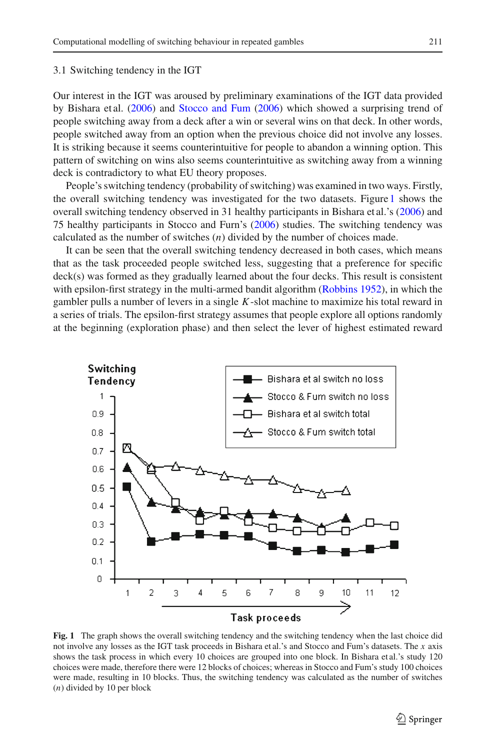### 3.1 Switching tendency in the IGT

Our interest in the IGT was aroused by preliminary examinations of the IGT data provided by Bishara et al. (2006) and Stocco and Fum (2006) which showed a surprising trend of people switching away from a deck after a win or several wins on that deck. In other words, people switched away from an option when the previous choice did not involve any losses. It is striking because it seems counterintuitive for people to abandon a winning option. This pattern of switching on wins also seems counterintuitive as switching away from a winning deck is contradictory to what EU theory proposes.

People's switching tendency (probability of switching) was examined in two ways. Firstly, the overall switching tendency was investigated for the two datasets. Figure 1 shows the overall switching tendency observed in 31 healthy participants in Bishara et al.'s (2006) and 75 healthy participants in Stocco and Furn's (2006) studies. The switching tendency was calculated as the number of switches ($n$) divided by the number of choices made.

It can be seen that the overall switching tendency decreased in both cases, which means that as the task proceeded people switched less, suggesting that a preference for specific deck(s) was formed as they gradually learned about the four decks. This result is consistent with epsilon-first strategy in the multi-armed bandit algorithm (Robbins 1952), in which the gambler pulls a number of levers in a single $K$-slot machine to maximize his total reward in a series of trials. The epsilon-first strategy assumes that people explore all options randomly at the beginning (exploration phase) and then select the lever of highest estimated reward

**Fig. 1** The graph shows the overall switching tendency and the switching tendency when the last choice did not involve any losses as the IGT task proceeds in Bishara et al.'s and Stocco and Fum's datasets. The $x$ axis shows the task process in which every 10 choices are grouped into one block. In Bishara et al.'s study 120 choices were made, therefore there were 12 blocks of choices; whereas in Stocco and Fum's study 100 choices were made, resulting in 10 blocks. Thus, the switching tendency was calculated as the number of switches ($n$) divided by 10 per block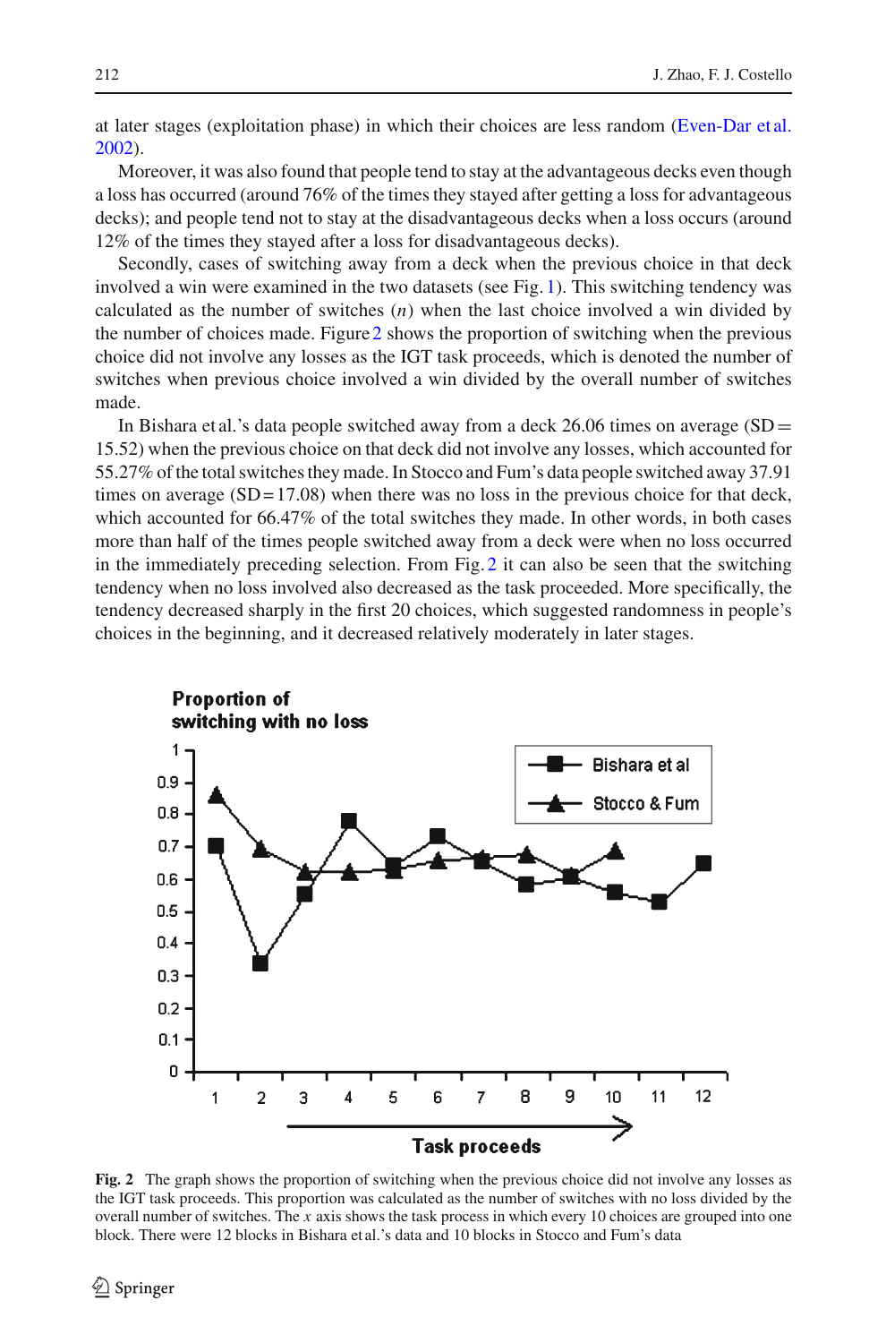at later stages (exploitation phase) in which their choices are less random (Even-Dar et al. 2002).

Moreover, it was also found that people tend to stay at the advantageous decks even though a loss has occurred (around 76% of the times they stayed after getting a loss for advantageous decks); and people tend not to stay at the disadvantageous decks when a loss occurs (around 12% of the times they stayed after a loss for disadvantageous decks).

Secondly, cases of switching away from a deck when the previous choice in that deck involved a win were examined in the two datasets (see Fig. 1). This switching tendency was calculated as the number of switches ($n$) when the last choice involved a win divided by the number of choices made. Figure 2 shows the proportion of switching when the previous choice did not involve any losses as the IGT task proceeds, which is denoted the number of switches when previous choice involved a win divided by the overall number of switches made.

In Bishara et al.'s data people switched away from a deck 26.06 times on average (SD = 15.52) when the previous choice on that deck did not involve any losses, which accounted for 55.27% of the total switches they made. In Stocco and Fum's data people switched away 37.91 times on average (SD = 17.08) when there was no loss in the previous choice for that deck, which accounted for 66.47% of the total switches they made. In other words, in both cases more than half of the times people switched away from a deck were when no loss occurred in the immediately preceding selection. From Fig. 2 it can also be seen that the switching tendency when no loss involved also decreased as the task proceeded. More specifically, the tendency decreased sharply in the first 20 choices, which suggested randomness in people's choices in the beginning, and it decreased relatively moderately in later stages.

**Fig. 2** The graph shows the proportion of switching when the previous choice did not involve any losses as the IGT task proceeds. This proportion was calculated as the number of switches with no loss divided by the overall number of switches. The $x$ axis shows the task process in which every 10 choices are grouped into one block. There were 12 blocks in Bishara et al.'s data and 10 blocks in Stocco and Fum's data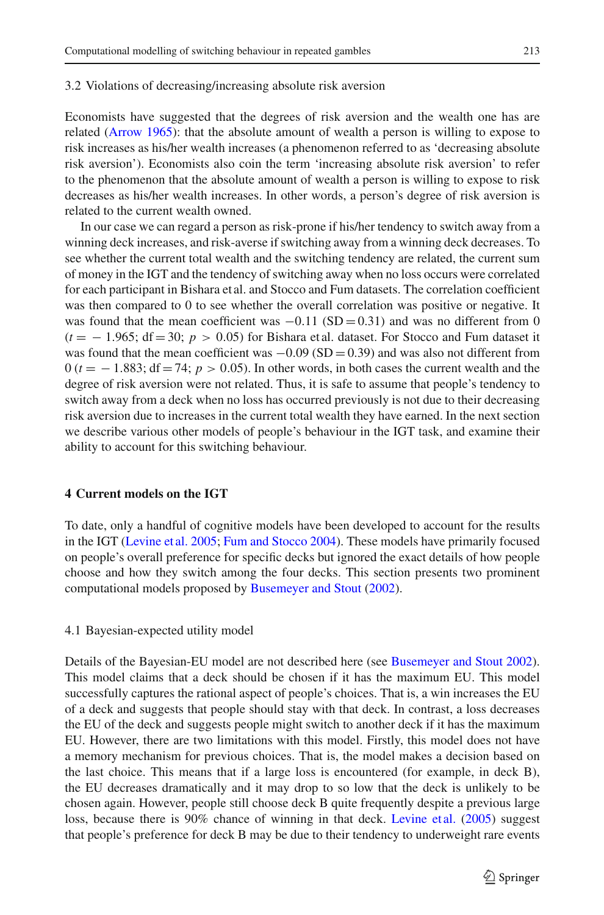### 3.2 Violations of decreasing/increasing absolute risk aversion

Economists have suggested that the degrees of risk aversion and the wealth one has are related (Arrow 1965): that the absolute amount of wealth a person is willing to expose to risk increases as his/her wealth increases (a phenomenon referred to as 'decreasing absolute risk aversion'). Economists also coin the term 'increasing absolute risk aversion' to refer to the phenomenon that the absolute amount of wealth a person is willing to expose to risk decreases as his/her wealth increases. In other words, a person's degree of risk aversion is related to the current wealth owned.

In our case we can regard a person as risk-prone if his/her tendency to switch away from a winning deck increases, and risk-averse if switching away from a winning deck decreases. To see whether the current total wealth and the switching tendency are related, the current sum of money in the IGT and the tendency of switching away when no loss occurs were correlated for each participant in Bishara et al. and Stocco and Fum datasets. The correlation coefficient was then compared to 0 to see whether the overall correlation was positive or negative. It was found that the mean coefficient was $-0.11$ (SD = 0.31) and was no different from 0 ($t = -1.965$; df = 30; $p > 0.05$) for Bishara et al. dataset. For Stocco and Fum dataset it was found that the mean coefficient was $-0.09$ (SD = 0.39) and was also not different from 0 ($t = -1.883$; df = 74; $p > 0.05$). In other words, in both cases the current wealth and the degree of risk aversion were not related. Thus, it is safe to assume that people's tendency to switch away from a deck when no loss has occurred previously is not due to their decreasing risk aversion due to increases in the current total wealth they have earned. In the next section we describe various other models of people's behaviour in the IGT task, and examine their ability to account for this switching behaviour.

## 4 Current models on the IGT

To date, only a handful of cognitive models have been developed to account for the results in the IGT (Levine et al. 2005; Fum and Stocco 2004). These models have primarily focused on people's overall preference for specific decks but ignored the exact details of how people choose and how they switch among the four decks. This section presents two prominent computational models proposed by Busemeyer and Stout (2002).

### 4.1 Bayesian-expected utility model

Details of the Bayesian-EU model are not described here (see Busemeyer and Stout 2002). This model claims that a deck should be chosen if it has the maximum EU. This model successfully captures the rational aspect of people's choices. That is, a win increases the EU of a deck and suggests that people should stay with that deck. In contrast, a loss decreases the EU of the deck and suggests people might switch to another deck if it has the maximum EU. However, there are two limitations with this model. Firstly, this model does not have a memory mechanism for previous choices. That is, the model makes a decision based on the last choice. This means that if a large loss is encountered (for example, in deck B), the EU decreases dramatically and it may drop to so low that the deck is unlikely to be chosen again. However, people still choose deck B quite frequently despite a previous large loss, because there is 90% chance of winning in that deck. Levine et al. (2005) suggest that people's preference for deck B may be due to their tendency to underweight rare events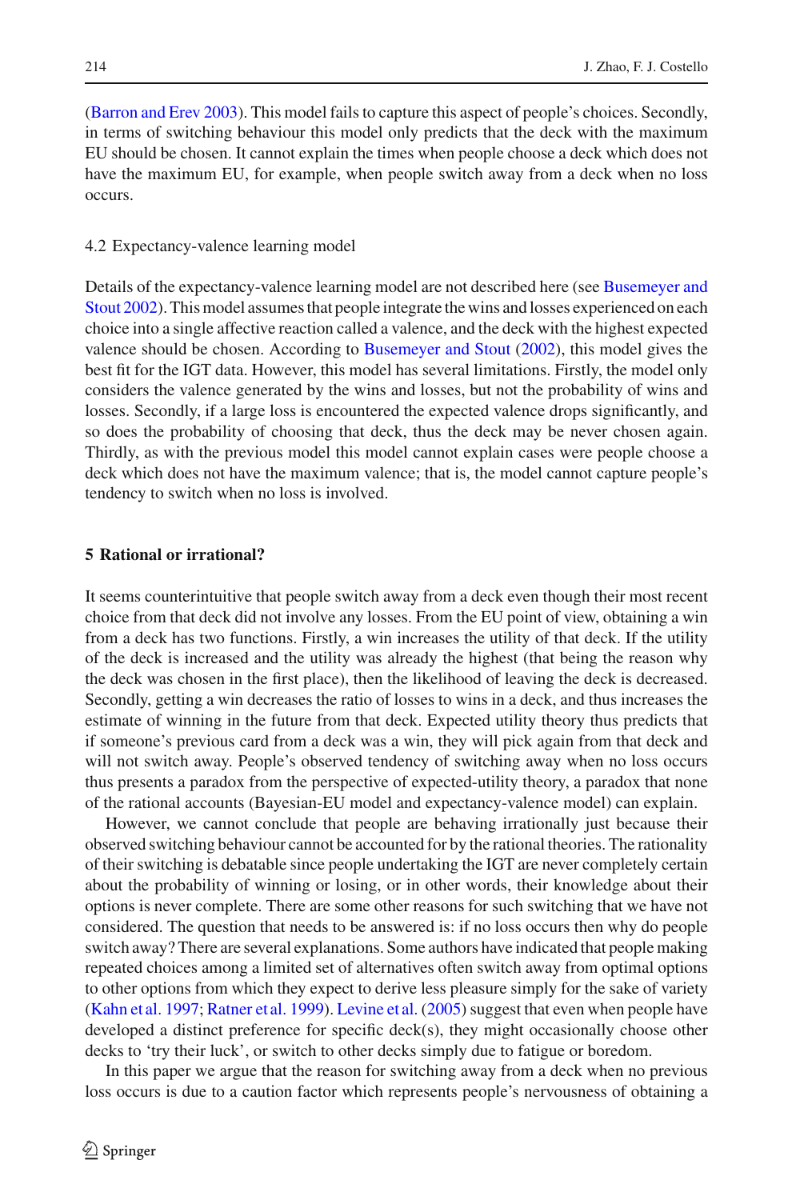(Barron and Erev 2003). This model fails to capture this aspect of people's choices. Secondly, in terms of switching behaviour this model only predicts that the deck with the maximum EU should be chosen. It cannot explain the times when people choose a deck which does not have the maximum EU, for example, when people switch away from a deck when no loss occurs.

### 4.2 Expectancy-valence learning model

Details of the expectancy-valence learning model are not described here (see Busemeyer and Stout 2002). This model assumes that people integrate the wins and losses experienced on each choice into a single affective reaction called a valence, and the deck with the highest expected valence should be chosen. According to Busemeyer and Stout (2002), this model gives the best fit for the IGT data. However, this model has several limitations. Firstly, the model only considers the valence generated by the wins and losses, but not the probability of wins and losses. Secondly, if a large loss is encountered the expected valence drops significantly, and so does the probability of choosing that deck, thus the deck may be never chosen again. Thirdly, as with the previous model this model cannot explain cases were people choose a deck which does not have the maximum valence; that is, the model cannot capture people's tendency to switch when no loss is involved.

## 5 Rational or irrational?

It seems counterintuitive that people switch away from a deck even though their most recent choice from that deck did not involve any losses. From the EU point of view, obtaining a win from a deck has two functions. Firstly, a win increases the utility of that deck. If the utility of the deck is increased and the utility was already the highest (that being the reason why the deck was chosen in the first place), then the likelihood of leaving the deck is decreased. Secondly, getting a win decreases the ratio of losses to wins in a deck, and thus increases the estimate of winning in the future from that deck. Expected utility theory thus predicts that if someone's previous card from a deck was a win, they will pick again from that deck and will not switch away. People's observed tendency of switching away when no loss occurs thus presents a paradox from the perspective of expected-utility theory, a paradox that none of the rational accounts (Bayesian-EU model and expectancy-valence model) can explain.

However, we cannot conclude that people are behaving irrationally just because their observed switching behaviour cannot be accounted for by the rational theories. The rationality of their switching is debatable since people undertaking the IGT are never completely certain about the probability of winning or losing, or in other words, their knowledge about their options is never complete. There are some other reasons for such switching that we have not considered. The question that needs to be answered is: if no loss occurs then why do people switch away? There are several explanations. Some authors have indicated that people making repeated choices among a limited set of alternatives often switch away from optimal options to other options from which they expect to derive less pleasure simply for the sake of variety (Kahn et al. 1997; Ratner et al. 1999). Levine et al. (2005) suggest that even when people have developed a distinct preference for specific deck(s), they might occasionally choose other decks to 'try their luck', or switch to other decks simply due to fatigue or boredom.

In this paper we argue that the reason for switching away from a deck when no previous loss occurs is due to a caution factor which represents people's nervousness of obtaining a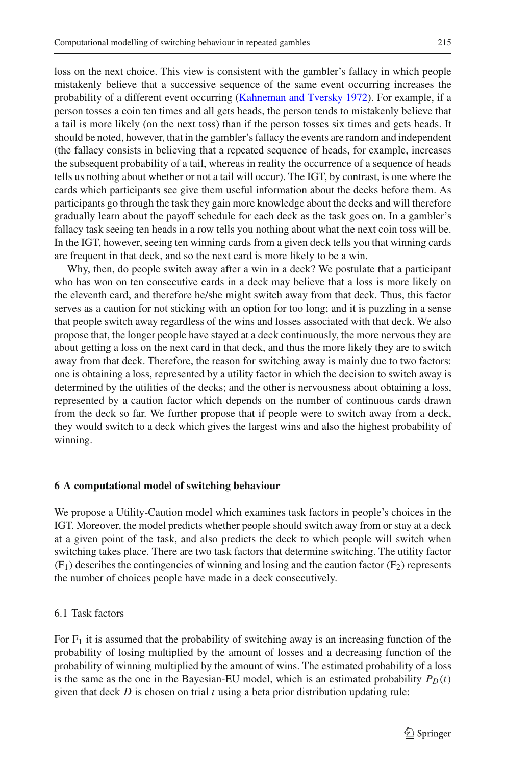loss on the next choice. This view is consistent with the gambler's fallacy in which people mistakenly believe that a successive sequence of the same event occurring increases the probability of a different event occurring (Kahneman and Tversky 1972). For example, if a person tosses a coin ten times and all gets heads, the person tends to mistakenly believe that a tail is more likely (on the next toss) than if the person tosses six times and gets heads. It should be noted, however, that in the gambler's fallacy the events are random and independent (the fallacy consists in believing that a repeated sequence of heads, for example, increases the subsequent probability of a tail, whereas in reality the occurrence of a sequence of heads tells us nothing about whether or not a tail will occur). The IGT, by contrast, is one where the cards which participants see give them useful information about the decks before them. As participants go through the task they gain more knowledge about the decks and will therefore gradually learn about the payoff schedule for each deck as the task goes on. In a gambler's fallacy task seeing ten heads in a row tells you nothing about what the next coin toss will be. In the IGT, however, seeing ten winning cards from a given deck tells you that winning cards are frequent in that deck, and so the next card is more likely to be a win.

Why, then, do people switch away after a win in a deck? We postulate that a participant who has won on ten consecutive cards in a deck may believe that a loss is more likely on the eleventh card, and therefore he/she might switch away from that deck. Thus, this factor serves as a caution for not sticking with an option for too long; and it is puzzling in a sense that people switch away regardless of the wins and losses associated with that deck. We also propose that, the longer people have stayed at a deck continuously, the more nervous they are about getting a loss on the next card in that deck, and thus the more likely they are to switch away from that deck. Therefore, the reason for switching away is mainly due to two factors: one is obtaining a loss, represented by a utility factor in which the decision to switch away is determined by the utilities of the decks; and the other is nervousness about obtaining a loss, represented by a caution factor which depends on the number of continuous cards drawn from the deck so far. We further propose that if people were to switch away from a deck, they would switch to a deck which gives the largest wins and also the highest probability of winning.

## 6 A computational model of switching behaviour

We propose a Utility-Caution model which examines task factors in people's choices in the IGT. Moreover, the model predicts whether people should switch away from or stay at a deck at a given point of the task, and also predicts the deck to which people will switch when switching takes place. There are two task factors that determine switching. The utility factor ($F_1$) describes the contingencies of winning and losing and the caution factor ($F_2$) represents the number of choices people have made in a deck consecutively.

### 6.1 Task factors

For $F_1$ it is assumed that the probability of switching away is an increasing function of the probability of losing multiplied by the amount of losses and a decreasing function of the probability of winning multiplied by the amount of wins. The estimated probability of a loss is the same as the one in the Bayesian-EU model, which is an estimated probability $P_D(t)$ given that deck $D$ is chosen on trial $t$ using a beta prior distribution updating rule: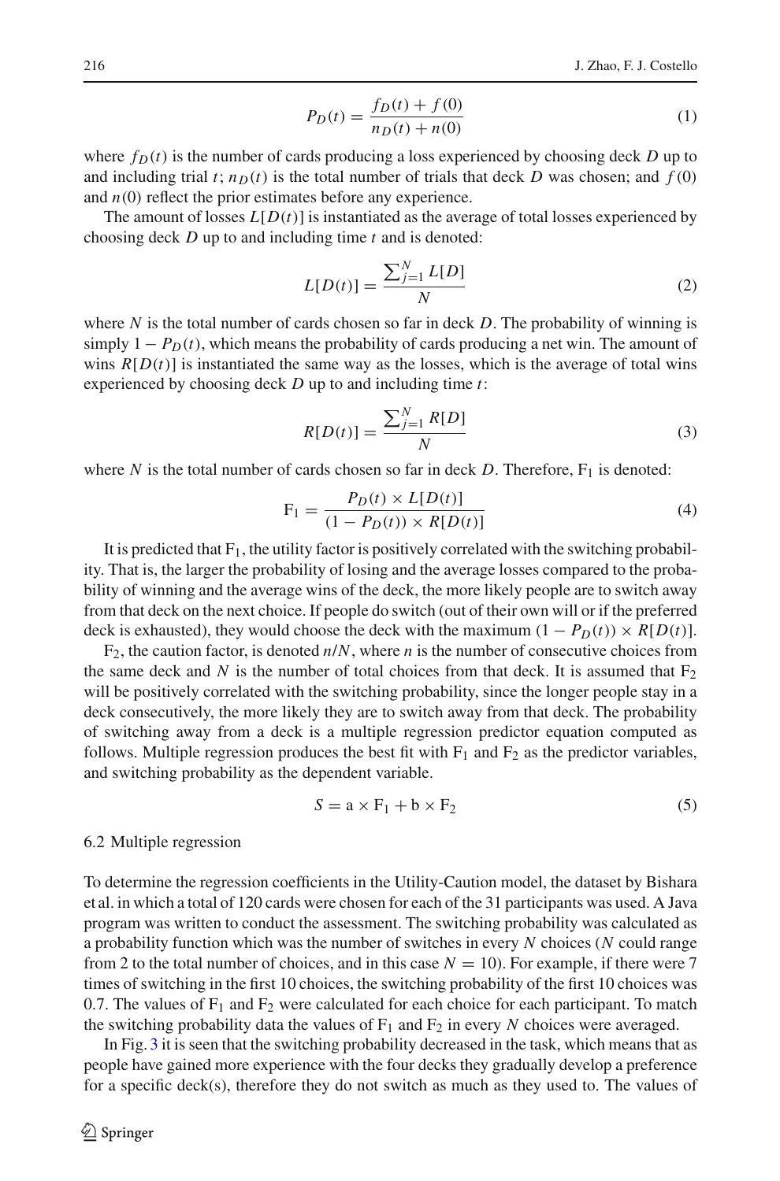$$P_D(t) = \frac{f_D(t) + f(0)}{n_D(t) + n(0)} \tag{1}$$

where $f_D(t)$ is the number of cards producing a loss experienced by choosing deck $D$ up to and including trial $t$; $n_D(t)$ is the total number of trials that deck $D$ was chosen; and $f(0)$ and $n(0)$ reflect the prior estimates before any experience.

The amount of losses $L[D(t)]$ is instantiated as the average of total losses experienced by choosing deck $D$ up to and including time $t$ and is denoted:

$$L[D(t)] = \frac{\sum_{j=1}^{N} L[D]}{N} \tag{2}$$

where $N$ is the total number of cards chosen so far in deck $D$. The probability of winning is simply $1 - P_D(t)$, which means the probability of cards producing a net win. The amount of wins $R[D(t)]$ is instantiated the same way as the losses, which is the average of total wins experienced by choosing deck $D$ up to and including time $t$:

$$R[D(t)] = \frac{\sum_{j=1}^{N} R[D]}{N} \tag{3}$$

where $N$ is the total number of cards chosen so far in deck $D$. Therefore, $\text{F}_1$ is denoted:

$$\text{F}_1 = \frac{P_D(t) \times L[D(t)]}{(1 - P_D(t)) \times R[D(t)]} \tag{4}$$

It is predicted that $\text{F}_1$, the utility factor is positively correlated with the switching probability. That is, the larger the probability of losing and the average losses compared to the probability of winning and the average wins of the deck, the more likely people are to switch away from that deck on the next choice. If people do switch (out of their own will or if the preferred deck is exhausted), they would choose the deck with the maximum $(1 - P_D(t)) \times R[D(t)]$.

$\text{F}_2$, the caution factor, is denoted $n/N$, where $n$ is the number of consecutive choices from the same deck and $N$ is the number of total choices from that deck. It is assumed that $\text{F}_2$ will be positively correlated with the switching probability, since the longer people stay in a deck consecutively, the more likely they are to switch away from that deck. The probability of switching away from a deck is a multiple regression predictor equation computed as follows. Multiple regression produces the best fit with $\text{F}_1$ and $\text{F}_2$ as the predictor variables, and switching probability as the dependent variable.

$$S = \text{a} \times \text{F}_1 + \text{b} \times \text{F}_2 \tag{5}$$

### 6.2 Multiple regression

To determine the regression coefficients in the Utility-Caution model, the dataset by Bishara et al. in which a total of 120 cards were chosen for each of the 31 participants was used. A Java program was written to conduct the assessment. The switching probability was calculated as a probability function which was the number of switches in every $N$ choices ($N$ could range from 2 to the total number of choices, and in this case $N = 10$). For example, if there were 7 times of switching in the first 10 choices, the switching probability of the first 10 choices was 0.7. The values of $\text{F}_1$ and $\text{F}_2$ were calculated for each choice for each participant. To match the switching probability data the values of $\text{F}_1$ and $\text{F}_2$ in every $N$ choices were averaged.

In Fig. 3 it is seen that the switching probability decreased in the task, which means that as people have gained more experience with the four decks they gradually develop a preference for a specific deck(s), therefore they do not switch as much as they used to. The values of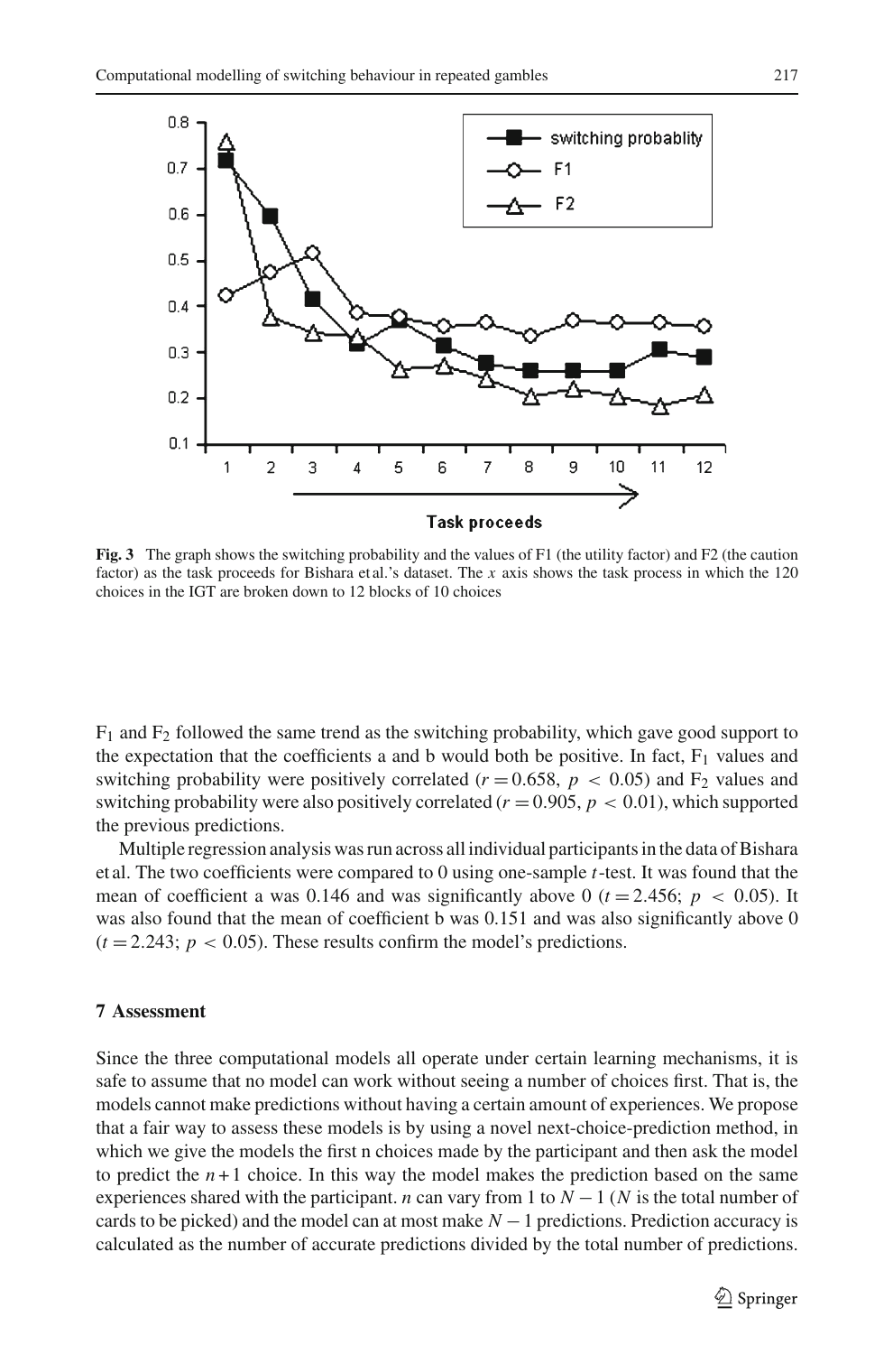**Fig. 3** The graph shows the switching probability and the values of F1 (the utility factor) and F2 (the caution factor) as the task proceeds for Bishara et al.'s dataset. The *x* axis shows the task process in which the 120 choices in the IGT are broken down to 12 blocks of 10 choices

$F_1$ and $F_2$ followed the same trend as the switching probability, which gave good support to the expectation that the coefficients a and b would both be positive. In fact, $F_1$ values and switching probability were positively correlated ($r = 0.658$, $p < 0.05$) and $F_2$ values and switching probability were also positively correlated ($r = 0.905$, $p < 0.01$), which supported the previous predictions.

Multiple regression analysis was run across all individual participants in the data of Bishara et al. The two coefficients were compared to 0 using one-sample *t*-test. It was found that the mean of coefficient a was 0.146 and was significantly above 0 ($t = 2.456$; $p < 0.05$). It was also found that the mean of coefficient b was 0.151 and was also significantly above 0 ($t = 2.243$; $p < 0.05$). These results confirm the model's predictions.

## 7 Assessment

Since the three computational models all operate under certain learning mechanisms, it is safe to assume that no model can work without seeing a number of choices first. That is, the models cannot make predictions without having a certain amount of experiences. We propose that a fair way to assess these models is by using a novel next-choice-prediction method, in which we give the models the first n choices made by the participant and then ask the model to predict the $n+1$ choice. In this way the model makes the prediction based on the same experiences shared with the participant. $n$ can vary from 1 to $N-1$ ($N$ is the total number of cards to be picked) and the model can at most make $N-1$ predictions. Prediction accuracy is calculated as the number of accurate predictions divided by the total number of predictions.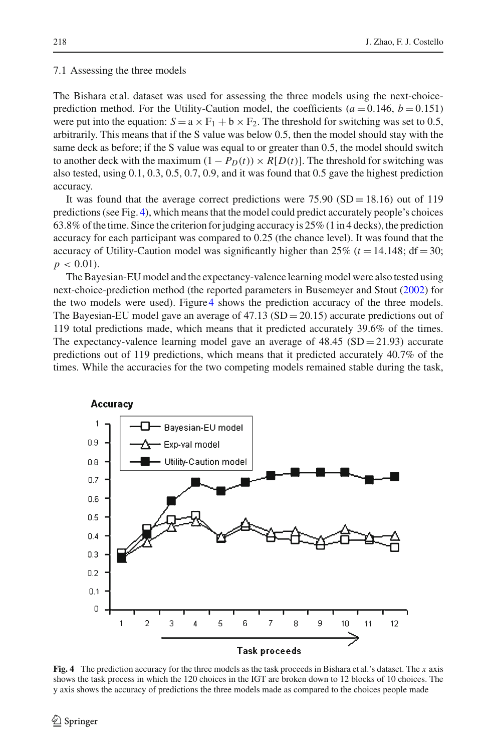### 7.1 Assessing the three models

The Bishara et al. dataset was used for assessing the three models using the next-choice-prediction method. For the Utility-Caution model, the coefficients ($a = 0.146$, $b = 0.151$) were put into the equation: $S = a \times F_1 + b \times F_2$. The threshold for switching was set to 0.5, arbitrarily. This means that if the S value was below 0.5, then the model should stay with the same deck as before; if the S value was equal to or greater than 0.5, the model should switch to another deck with the maximum $(1 - P_D(t)) \times R[D(t)]$. The threshold for switching was also tested, using 0.1, 0.3, 0.5, 0.7, 0.9, and it was found that 0.5 gave the highest prediction accuracy.

It was found that the average correct predictions were 75.90 (SD = 18.16) out of 119 predictions (see Fig. 4), which means that the model could predict accurately people's choices 63.8% of the time. Since the criterion for judging accuracy is 25% (1 in 4 decks), the prediction accuracy for each participant was compared to 0.25 (the chance level). It was found that the accuracy of Utility-Caution model was significantly higher than 25% ($t = 14.148$; df = 30; $p < 0.01$).

The Bayesian-EU model and the expectancy-valence learning model were also tested using next-choice-prediction method (the reported parameters in Busemeyer and Stout (2002) for the two models were used). Figure 4 shows the prediction accuracy of the three models. The Bayesian-EU model gave an average of 47.13 (SD = 20.15) accurate predictions out of 119 total predictions made, which means that it predicted accurately 39.6% of the times. The expectancy-valence learning model gave an average of 48.45 (SD = 21.93) accurate predictions out of 119 predictions, which means that it predicted accurately 40.7% of the times. While the accuracies for the two competing models remained stable during the task,

**Fig. 4** The prediction accuracy for the three models as the task proceeds in Bishara et al.'s dataset. The *x* axis shows the task process in which the 120 choices in the IGT are broken down to 12 blocks of 10 choices. The y axis shows the accuracy of predictions the three models made as compared to the choices people made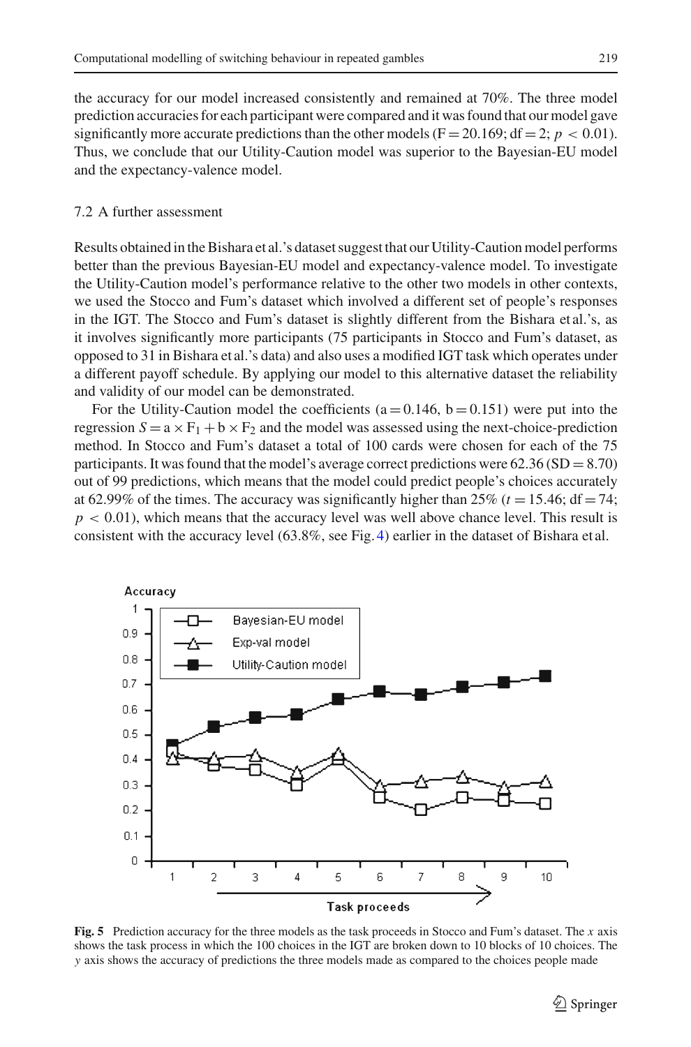the accuracy for our model increased consistently and remained at 70%. The three model prediction accuracies for each participant were compared and it was found that our model gave significantly more accurate predictions than the other models ($F = 20.169$; $df = 2$; $p < 0.01$). Thus, we conclude that our Utility-Caution model was superior to the Bayesian-EU model and the expectancy-valence model.

### 7.2 A further assessment

Results obtained in the Bishara et al.'s dataset suggest that our Utility-Caution model performs better than the previous Bayesian-EU model and expectancy-valence model. To investigate the Utility-Caution model's performance relative to the other two models in other contexts, we used the Stocco and Fum's dataset which involved a different set of people's responses in the IGT. The Stocco and Fum's dataset is slightly different from the Bishara et al.'s, as it involves significantly more participants (75 participants in Stocco and Fum's dataset, as opposed to 31 in Bishara et al.'s data) and also uses a modified IGT task which operates under a different payoff schedule. By applying our model to this alternative dataset the reliability and validity of our model can be demonstrated.

For the Utility-Caution model the coefficients ($a = 0.146$, $b = 0.151$) were put into the regression $S = a \times F_1 + b \times F_2$ and the model was assessed using the next-choice-prediction method. In Stocco and Fum's dataset a total of 100 cards were chosen for each of the 75 participants. It was found that the model's average correct predictions were 62.36 (SD = 8.70) out of 99 predictions, which means that the model could predict people's choices accurately at 62.99% of the times. The accuracy was significantly higher than 25% ($t = 15.46$; $df = 74$; $p < 0.01$), which means that the accuracy level was well above chance level. This result is consistent with the accuracy level (63.8%, see Fig. 4) earlier in the dataset of Bishara et al.

**Fig. 5** Prediction accuracy for the three models as the task proceeds in Stocco and Fum's dataset. The *x* axis shows the task process in which the 100 choices in the IGT are broken down to 10 blocks of 10 choices. The *y* axis shows the accuracy of predictions the three models made as compared to the choices people made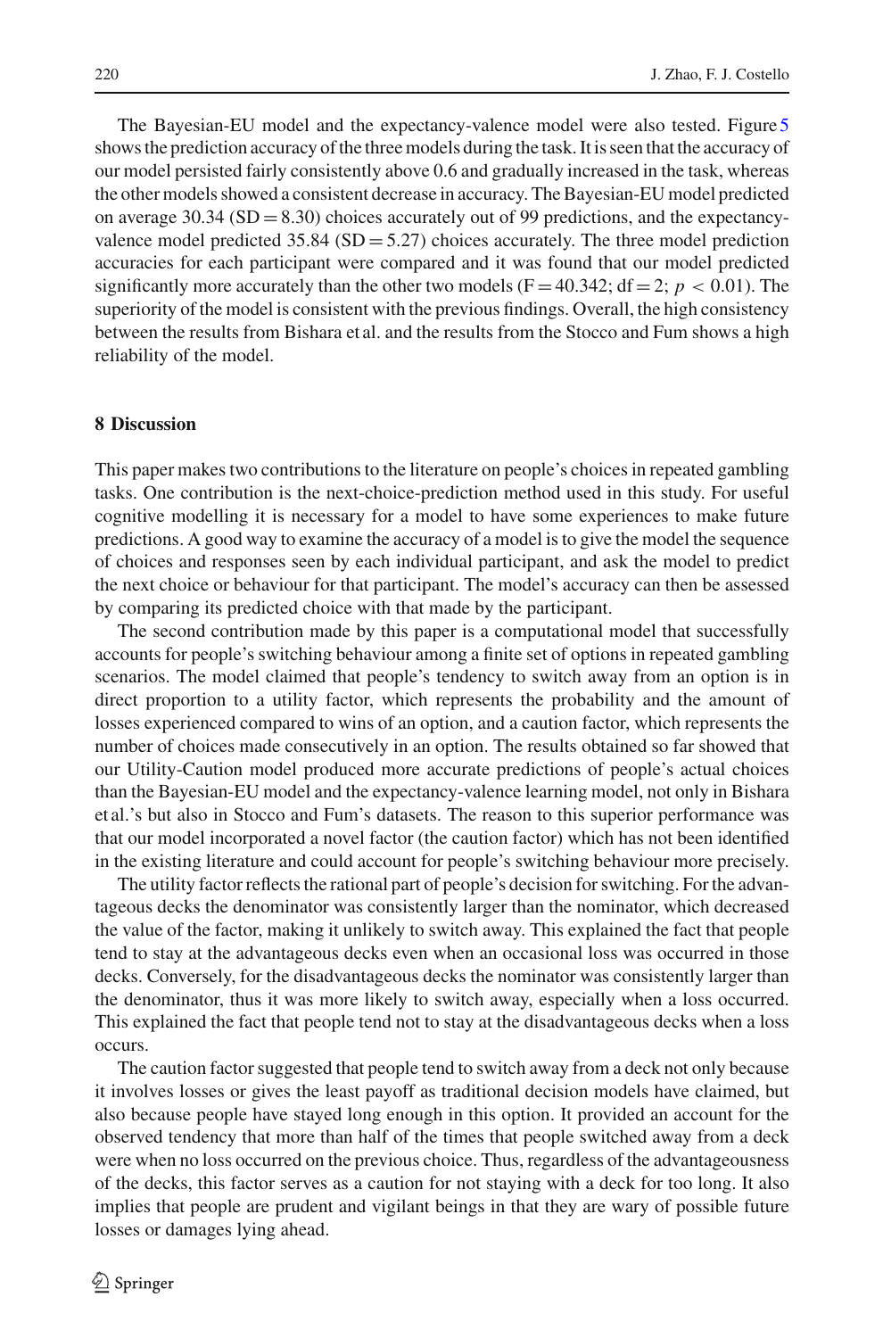The Bayesian-EU model and the expectancy-valence model were also tested. Figure 5 shows the prediction accuracy of the three models during the task. It is seen that the accuracy of our model persisted fairly consistently above 0.6 and gradually increased in the task, whereas the other models showed a consistent decrease in accuracy. The Bayesian-EU model predicted on average 30.34 (SD = 8.30) choices accurately out of 99 predictions, and the expectancy-valence model predicted 35.84 (SD = 5.27) choices accurately. The three model prediction accuracies for each participant were compared and it was found that our model predicted significantly more accurately than the other two models (F = 40.342; df = 2; $p < 0.01$). The superiority of the model is consistent with the previous findings. Overall, the high consistency between the results from Bishara et al. and the results from the Stocco and Fum shows a high reliability of the model.

## 8 Discussion

This paper makes two contributions to the literature on people's choices in repeated gambling tasks. One contribution is the next-choice-prediction method used in this study. For useful cognitive modelling it is necessary for a model to have some experiences to make future predictions. A good way to examine the accuracy of a model is to give the model the sequence of choices and responses seen by each individual participant, and ask the model to predict the next choice or behaviour for that participant. The model's accuracy can then be assessed by comparing its predicted choice with that made by the participant.

The second contribution made by this paper is a computational model that successfully accounts for people's switching behaviour among a finite set of options in repeated gambling scenarios. The model claimed that people's tendency to switch away from an option is in direct proportion to a utility factor, which represents the probability and the amount of losses experienced compared to wins of an option, and a caution factor, which represents the number of choices made consecutively in an option. The results obtained so far showed that our Utility-Caution model produced more accurate predictions of people's actual choices than the Bayesian-EU model and the expectancy-valence learning model, not only in Bishara et al.'s but also in Stocco and Fum's datasets. The reason to this superior performance was that our model incorporated a novel factor (the caution factor) which has not been identified in the existing literature and could account for people's switching behaviour more precisely.

The utility factor reflects the rational part of people's decision for switching. For the advantageous decks the denominator was consistently larger than the nominator, which decreased the value of the factor, making it unlikely to switch away. This explained the fact that people tend to stay at the advantageous decks even when an occasional loss was occurred in those decks. Conversely, for the disadvantageous decks the nominator was consistently larger than the denominator, thus it was more likely to switch away, especially when a loss occurred. This explained the fact that people tend not to stay at the disadvantageous decks when a loss occurs.

The caution factor suggested that people tend to switch away from a deck not only because it involves losses or gives the least payoff as traditional decision models have claimed, but also because people have stayed long enough in this option. It provided an account for the observed tendency that more than half of the times that people switched away from a deck were when no loss occurred on the previous choice. Thus, regardless of the advantageousness of the decks, this factor serves as a caution for not staying with a deck for too long. It also implies that people are prudent and vigilant beings in that they are wary of possible future losses or damages lying ahead.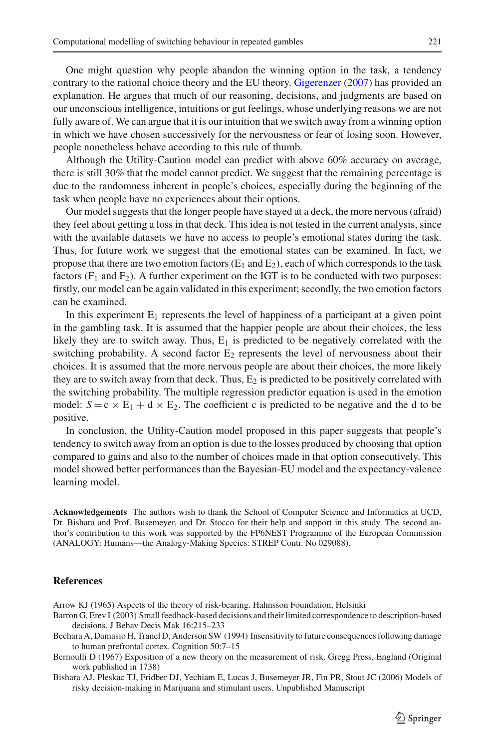One might question why people abandon the winning option in the task, a tendency contrary to the rational choice theory and the EU theory. Gigerenzer (2007) has provided an explanation. He argues that much of our reasoning, decisions, and judgments are based on our unconscious intelligence, intuitions or gut feelings, whose underlying reasons we are not fully aware of. We can argue that it is our intuition that we switch away from a winning option in which we have chosen successively for the nervousness or fear of losing soon. However, people nonetheless behave according to this rule of thumb.

Although the Utility-Caution model can predict with above 60% accuracy on average, there is still 30% that the model cannot predict. We suggest that the remaining percentage is due to the randomness inherent in people's choices, especially during the beginning of the task when people have no experiences about their options.

Our model suggests that the longer people have stayed at a deck, the more nervous (afraid) they feel about getting a loss in that deck. This idea is not tested in the current analysis, since with the available datasets we have no access to people's emotional states during the task. Thus, for future work we suggest that the emotional states can be examined. In fact, we propose that there are two emotion factors ($E_1$ and $E_2$), each of which corresponds to the task factors ($F_1$ and $F_2$). A further experiment on the IGT is to be conducted with two purposes: firstly, our model can be again validated in this experiment; secondly, the two emotion factors can be examined.

In this experiment $E_1$ represents the level of happiness of a participant at a given point in the gambling task. It is assumed that the happier people are about their choices, the less likely they are to switch away. Thus, $E_1$ is predicted to be negatively correlated with the switching probability. A second factor $E_2$ represents the level of nervousness about their choices. It is assumed that the more nervous people are about their choices, the more likely they are to switch away from that deck. Thus, $E_2$ is predicted to be positively correlated with the switching probability. The multiple regression predictor equation is used in the emotion model: $S = c \times E_1 + d \times E_2$. The coefficient c is predicted to be negative and the d to be positive.

In conclusion, the Utility-Caution model proposed in this paper suggests that people's tendency to switch away from an option is due to the losses produced by choosing that option compared to gains and also to the number of choices made in that option consecutively. This model showed better performances than the Bayesian-EU model and the expectancy-valence learning model.

**Acknowledgements** The authors wish to thank the School of Computer Science and Informatics at UCD, Dr. Bishara and Prof. Busemeyer, and Dr. Stocco for their help and support in this study. The second author's contribution to this work was supported by the FP6NEST Programme of the European Commission (ANALOGY: Humans—the Analogy-Making Species: STREP Contr. No 029088).

## References

Arrow KJ (1965) Aspects of the theory of risk-bearing. Hahnsson Foundation, Helsinki

Barron G, Erev I (2003) Small feedback-based decisions and their limited correspondence to description-based decisions. J Behav Decis Mak 16:215–233

Bechara A, Damasio H, Tranel D, Anderson SW (1994) Insensitivity to future consequences following damage to human prefrontal cortex. Cognition 50:7–15

Bernoulli D (1967) Exposition of a new theory on the measurement of risk. Gregg Press, England (Original work published in 1738)

Bishara AJ, Pleskac TJ, Fridber DJ, Yechiam E, Lucas J, Busemeyer JR, Fin PR, Stout JC (2006) Models of risky decision-making in Marijuana and stimulant users. Unpublished Manuscript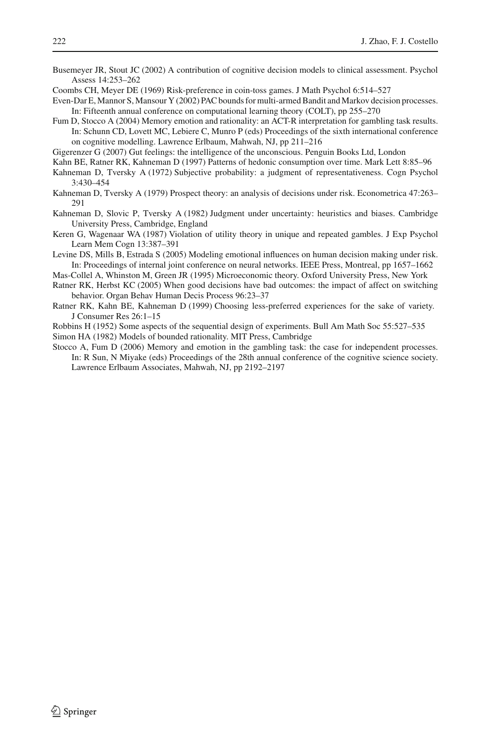Busemeyer JR, Stout JC (2002) A contribution of cognitive decision models to clinical assessment. Psychol Assess 14:253–262

Coombs CH, Meyer DE (1969) Risk-preference in coin-toss games. J Math Psychol 6:514–527

Even-Dar E, Mannor S, Mansour Y (2002) PAC bounds for multi-armed Bandit and Markov decision processes. In: Fifteenth annual conference on computational learning theory (COLT), pp 255–270

Fum D, Stocco A (2004) Memory emotion and rationality: an ACT-R interpretation for gambling task results. In: Schunn CD, Lovett MC, Lebiere C, Munro P (eds) Proceedings of the sixth international conference on cognitive modelling. Lawrence Erlbaum, Mahwah, NJ, pp 211–216

Gigerenzer G (2007) Gut feelings: the intelligence of the unconscious. Penguin Books Ltd, London

Kahn BE, Ratner RK, Kahneman D (1997) Patterns of hedonic consumption over time. Mark Lett 8:85–96

Kahneman D, Tversky A (1972) Subjective probability: a judgment of representativeness. Cogn Psychol 3:430–454

Kahneman D, Tversky A (1979) Prospect theory: an analysis of decisions under risk. Econometrica 47:263–291

Kahneman D, Slovic P, Tversky A (1982) Judgment under uncertainty: heuristics and biases. Cambridge University Press, Cambridge, England

Keren G, Wagenaar WA (1987) Violation of utility theory in unique and repeated gambles. J Exp Psychol Learn Mem Cogn 13:387–391

Levine DS, Mills B, Estrada S (2005) Modeling emotional influences on human decision making under risk. In: Proceedings of internal joint conference on neural networks. IEEE Press, Montreal, pp 1657–1662

Mas-Collel A, Whinston M, Green JR (1995) Microeconomic theory. Oxford University Press, New York

Ratner RK, Herbst KC (2005) When good decisions have bad outcomes: the impact of affect on switching behavior. Organ Behav Human Decis Process 96:23–37

Ratner RK, Kahn BE, Kahneman D (1999) Choosing less-preferred experiences for the sake of variety. J Consumer Res 26:1–15

Robbins H (1952) Some aspects of the sequential design of experiments. Bull Am Math Soc 55:527–535

Simon HA (1982) Models of bounded rationality. MIT Press, Cambridge

Stocco A, Fum D (2006) Memory and emotion in the gambling task: the case for independent processes. In: R Sun, N Miyake (eds) Proceedings of the 28th annual conference of the cognitive science society. Lawrence Erlbaum Associates, Mahwah, NJ, pp 2192–2197